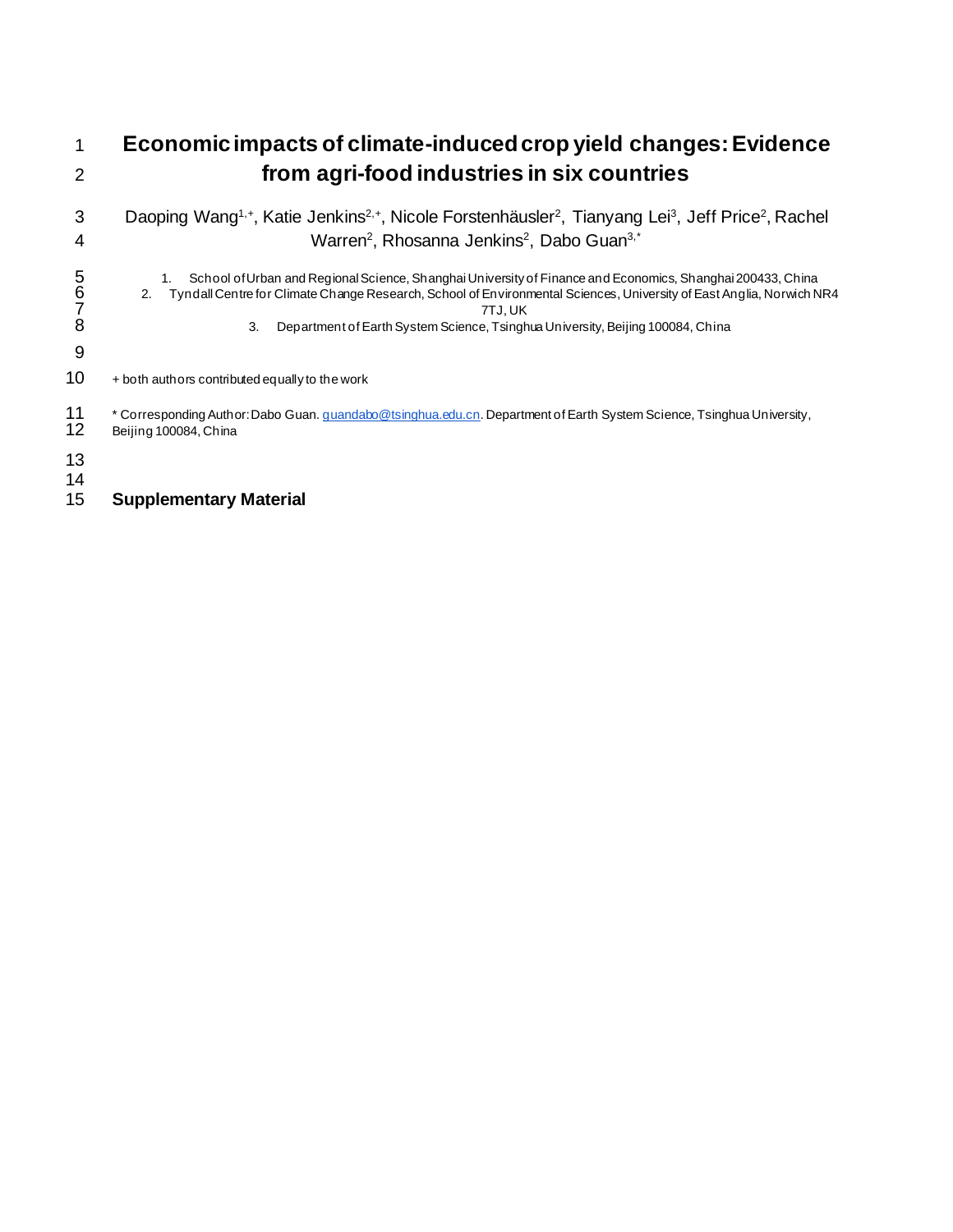# Economic impacts of climate-induced crop yield changes: Evidence from agri-food industries in six countries

Daoping Wang[1,+], Katie Jenkins[2,+], Nicole Forstenhäusler[2], Tianyang Lei[3], Jeff Price[2], Rachel Warren[2], Rhosanna Jenkins[2], Dabo Guan[3,*]

1. School of Urban and Regional Science, Shanghai University of Finance and Economics, Shanghai 200433, China
2. Tyndall Centre for Climate Change Research, School of Environmental Sciences, University of East Anglia, Norwich NR4 7TJ, UK
3. Department of Earth System Science, Tsinghua University, Beijing 100084, China

+ both authors contributed equally to the work

* Corresponding Author: Dabo Guan. guandabo@tsinghua.edu.cn. Department of Earth System Science, Tsinghua University, Beijing 100084, China

## Supplementary Material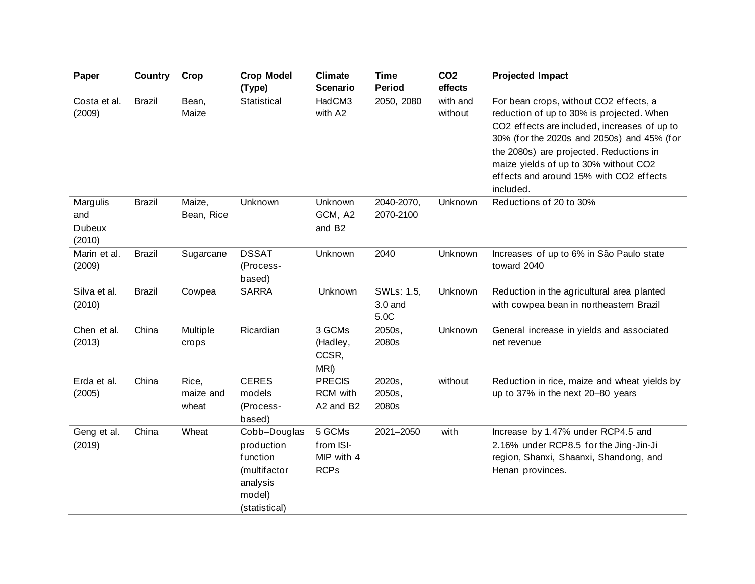| Paper | Country | Crop | Crop Model (Type) | Climate Scenario | Time Period | $CO_2$ effects | Projected Impact |
|---|---|---|---|---|---|---|---|
| Costa et al. (2009) | Brazil | Bean, Maize | Statistical | HadCM3 with A2 | 2050, 2080 | with and without | For bean crops, without $CO_2$ effects, a reduction of up to 30% is projected. When $CO_2$ effects are included, increases of up to 30% (for the 2020s and 2050s) and 45% (for the 2080s) are projected. Reductions in maize yields of up to 30% without $CO_2$ effects and around 15% with $CO_2$ effects included. |
| Margulis and Dubeux (2010) | Brazil | Maize, Bean, Rice | Unknown | Unknown GCM, A2 and B2 | 2040-2070, 2070-2100 | Unknown | Reductions of 20 to 30% |
| Marin et al. (2009) | Brazil | Sugarcane | DSSAT (Process-based) | Unknown | 2040 | Unknown | Increases of up to 6% in São Paulo state toward 2040 |
| Silva et al. (2010) | Brazil | Cowpea | SARRA | Unknown | SWLs: 1.5, 3.0 and 5.0C | Unknown | Reduction in the agricultural area planted with cowpea bean in northeastern Brazil |
| Chen et al. (2013) | China | Multiple crops | Ricardian | 3 GCMs (Hadley, CCSR, MRI) | 2050s, 2080s | Unknown | General increase in yields and associated net revenue |
| Erda et al. (2005) | China | Rice, maize and wheat | CERES models (Process-based) | PRECIS RCM with A2 and B2 | 2020s, 2050s, 2080s | without | Reduction in rice, maize and wheat yields by up to 37% in the next 20–80 years |
| Geng et al. (2019) | China | Wheat | Cobb–Douglas production function (multifactor analysis model) (statistical) | 5 GCMs from ISI-MIP with 4 RCPs | 2021–2050 | with | Increase by 1.47% under RCP4.5 and 2.16% under RCP8.5 for the Jing-Jin-Ji region, Shanxi, Shaanxi, Shandong, and Henan provinces. |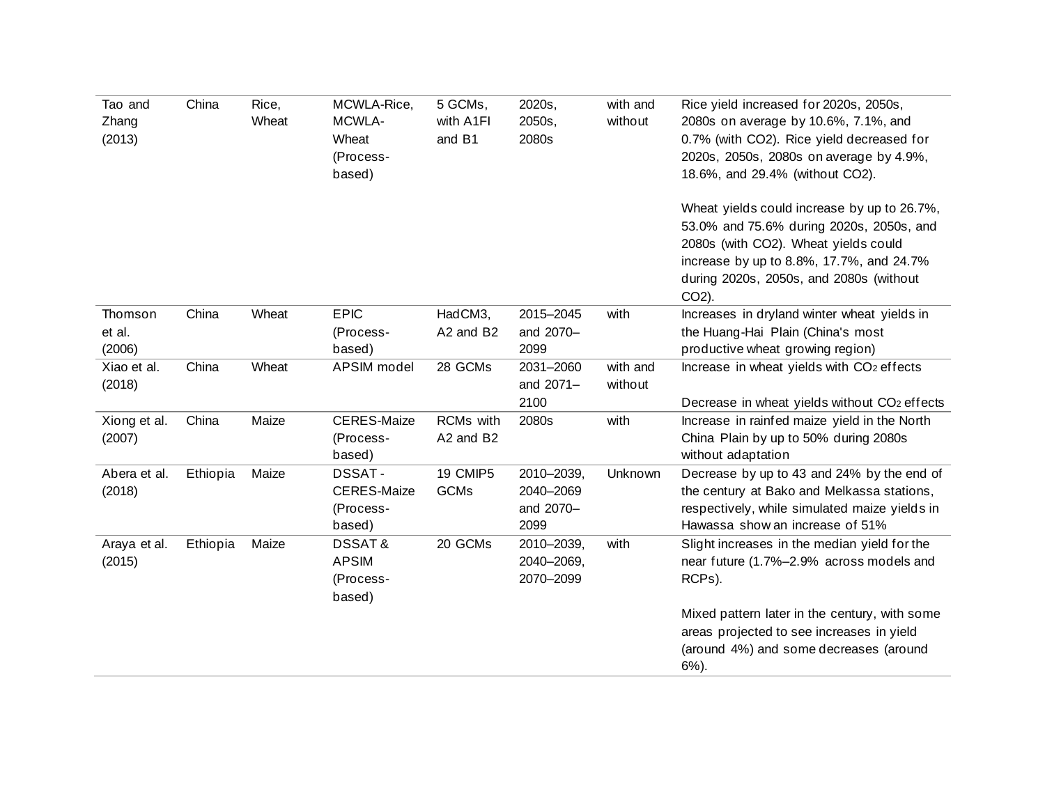| Tao and Zhang (2013) | China | Rice, Wheat | MCWLA-Rice, MCWLA-Wheat (Process-based) | 5 GCMs, with A1FI and B1 | 2020s, 2050s, 2080s | with and without | Rice yield increased for 2020s, 2050s, 2080s on average by 10.6%, 7.1%, and 0.7% (with CO2). Rice yield decreased for 2020s, 2050s, 2080s on average by 4.9%, 18.6%, and 29.4% (without CO2).<br><br>Wheat yields could increase by up to 26.7%, 53.0% and 75.6% during 2020s, 2050s, and 2080s (with CO2). Wheat yields could increase by up to 8.8%, 17.7%, and 24.7% during 2020s, 2050s, and 2080s (without CO2). |
|---|---|---|---|---|---|---|---|
| Thomson et al. (2006) | China | Wheat | EPIC (Process-based) | HadCM3, A2 and B2 | 2015–2045 and 2070–2099 | with | Increases in dryland winter wheat yields in the Huang-Hai Plain (China's most productive wheat growing region) |
| Xiao et al. (2018) | China | Wheat | APSIM model | 28 GCMs | 2031–2060 and 2071–2100 | with and without | Increase in wheat yields with $CO_2$ effects<br><br>Decrease in wheat yields without $CO_2$ effects |
| Xiong et al. (2007) | China | Maize | CERES-Maize (Process-based) | RCMs with A2 and B2 | 2080s | with | Increase in rainfed maize yield in the North China Plain by up to 50% during 2080s without adaptation |
| Abera et al. (2018) | Ethiopia | Maize | DSSAT - CERES-Maize (Process-based) | 19 CMIP5 GCMs | 2010–2039, 2040–2069 and 2070–2099 | Unknown | Decrease by up to 43 and 24% by the end of the century at Bako and Melkassa stations, respectively, while simulated maize yields in Hawassa show an increase of 51% |
| Araya et al. (2015) | Ethiopia | Maize | DSSAT & APSIM (Process-based) | 20 GCMs | 2010–2039, 2040–2069, 2070–2099 | with | Slight increases in the median yield for the near future (1.7%–2.9% across models and RCPs).<br><br>Mixed pattern later in the century, with some areas projected to see increases in yield (around 4%) and some decreases (around 6%). |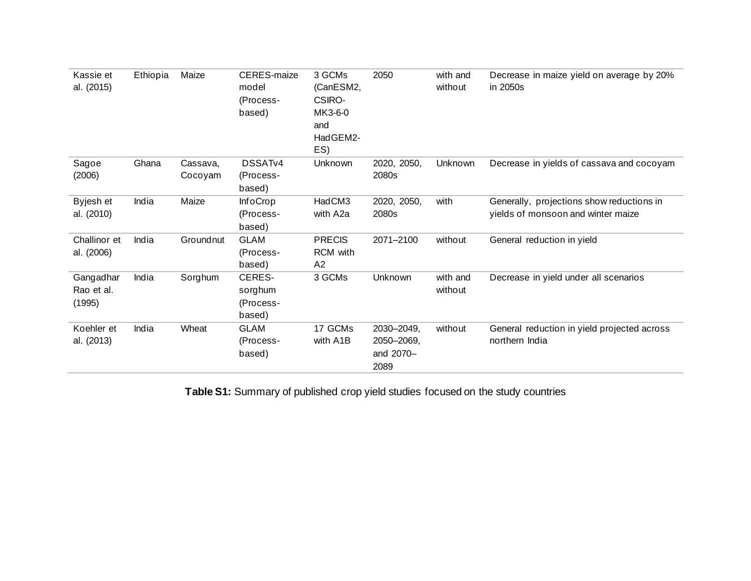| | | | | | | | |
|---|---|---|---|---|---|---|---|
| Kassie et al. (2015) | Ethiopia | Maize | CERES-maize model (Process-based) | 3 GCMs (CanESM2, CSIRO-MK3-6-0 and HadGEM2-ES) | 2050 | with and without | Decrease in maize yield on average by 20% in 2050s |
| Sagoe (2006) | Ghana | Cassava, Cocoyam | DSSATv4 (Process-based) | Unknown | 2020, 2050, 2080s | Unknown | Decrease in yields of cassava and cocoyam |
| Byjesh et al. (2010) | India | Maize | InfoCrop (Process-based) | HadCM3 with A2a | 2020, 2050, 2080s | with | Generally, projections show reductions in yields of monsoon and winter maize |
| Challinor et al. (2006) | India | Groundnut | GLAM (Process-based) | PRECIS RCM with A2 | 2071–2100 | without | General reduction in yield |
| Gangadhar Rao et al. (1995) | India | Sorghum | CERES-sorghum (Process-based) | 3 GCMs | Unknown | with and without | Decrease in yield under all scenarios |
| Koehler et al. (2013) | India | Wheat | GLAM (Process-based) | 17 GCMs with A1B | 2030–2049, 2050–2069, and 2070–2089 | without | General reduction in yield projected across northern India |

**Table S1:** Summary of published crop yield studies focused on the study countries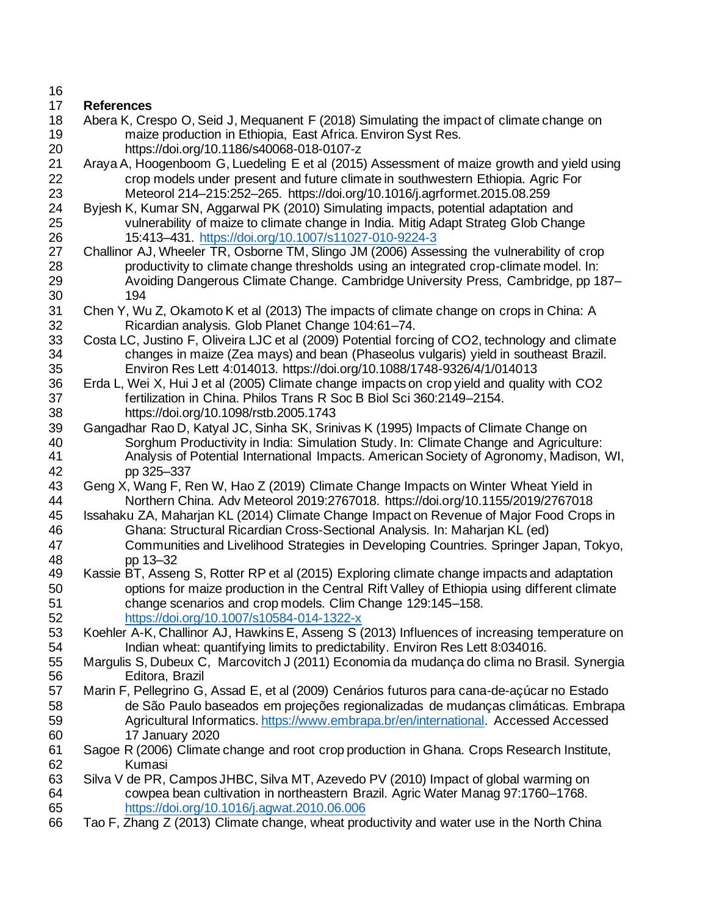**References**

Abera K, Crespo O, Seid J, Mequanent F (2018) Simulating the impact of climate change on maize production in Ethiopia, East Africa. Environ Syst Res. https://doi.org/10.1186/s40068-018-0107-z

Araya A, Hoogenboom G, Luedeling E et al (2015) Assessment of maize growth and yield using crop models under present and future climate in southwestern Ethiopia. Agric For Meteorol 214–215:252–265. https://doi.org/10.1016/j.agrformet.2015.08.259

Byjesh K, Kumar SN, Aggarwal PK (2010) Simulating impacts, potential adaptation and vulnerability of maize to climate change in India. Mitig Adapt Strateg Glob Change 15:413–431. https://doi.org/10.1007/s11027-010-9224-3

Challinor AJ, Wheeler TR, Osborne TM, Slingo JM (2006) Assessing the vulnerability of crop productivity to climate change thresholds using an integrated crop-climate model. In: Avoiding Dangerous Climate Change. Cambridge University Press, Cambridge, pp 187–194

Chen Y, Wu Z, Okamoto K et al (2013) The impacts of climate change on crops in China: A Ricardian analysis. Glob Planet Change 104:61–74.

Costa LC, Justino F, Oliveira LJC et al (2009) Potential forcing of CO2, technology and climate changes in maize (Zea mays) and bean (Phaseolus vulgaris) yield in southeast Brazil. Environ Res Lett 4:014013. https://doi.org/10.1088/1748-9326/4/1/014013

Erda L, Wei X, Hui J et al (2005) Climate change impacts on crop yield and quality with CO2 fertilization in China. Philos Trans R Soc B Biol Sci 360:2149–2154. https://doi.org/10.1098/rstb.2005.1743

Gangadhar Rao D, Katyal JC, Sinha SK, Srinivas K (1995) Impacts of Climate Change on Sorghum Productivity in India: Simulation Study. In: Climate Change and Agriculture: Analysis of Potential International Impacts. American Society of Agronomy, Madison, WI, pp 325–337

Geng X, Wang F, Ren W, Hao Z (2019) Climate Change Impacts on Winter Wheat Yield in Northern China. Adv Meteorol 2019:2767018. https://doi.org/10.1155/2019/2767018

Issahaku ZA, Maharjan KL (2014) Climate Change Impact on Revenue of Major Food Crops in Ghana: Structural Ricardian Cross-Sectional Analysis. In: Maharjan KL (ed) Communities and Livelihood Strategies in Developing Countries. Springer Japan, Tokyo, pp 13–32

Kassie BT, Asseng S, Rotter RP et al (2015) Exploring climate change impacts and adaptation options for maize production in the Central Rift Valley of Ethiopia using different climate change scenarios and crop models. Clim Change 129:145–158. https://doi.org/10.1007/s10584-014-1322-x

Koehler A-K, Challinor AJ, Hawkins E, Asseng S (2013) Influences of increasing temperature on Indian wheat: quantifying limits to predictability. Environ Res Lett 8:034016.

Margulis S, Dubeux C, Marcovitch J (2011) Economia da mudança do clima no Brasil. Synergia Editora, Brazil

Marin F, Pellegrino G, Assad E, et al (2009) Cenários futuros para cana-de-açúcar no Estado de São Paulo baseados em projeções regionalizadas de mudanças climáticas. Embrapa Agricultural Informatics. https://www.embrapa.br/en/international. Accessed Accessed 17 January 2020

Sagoe R (2006) Climate change and root crop production in Ghana. Crops Research Institute, Kumasi

Silva V de PR, Campos JHBC, Silva MT, Azevedo PV (2010) Impact of global warming on cowpea bean cultivation in northeastern Brazil. Agric Water Manag 97:1760–1768. https://doi.org/10.1016/j.agwat.2010.06.006

Tao F, Zhang Z (2013) Climate change, wheat productivity and water use in the North China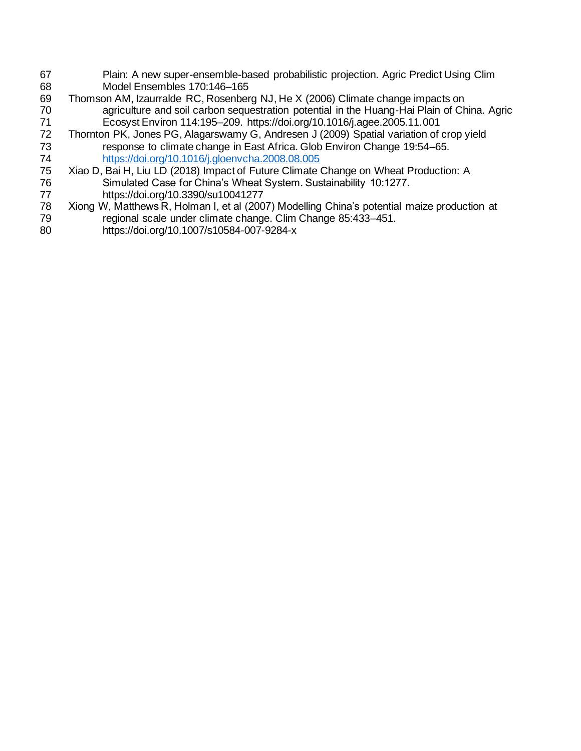Plain: A new super-ensemble-based probabilistic projection. Agric Predict Using Clim Model Ensembles 170:146–165

Thomson AM, Izaurralde RC, Rosenberg NJ, He X (2006) Climate change impacts on agriculture and soil carbon sequestration potential in the Huang-Hai Plain of China. Agric Ecosyst Environ 114:195–209. https://doi.org/10.1016/j.agee.2005.11.001

Thornton PK, Jones PG, Alagarswamy G, Andresen J (2009) Spatial variation of crop yield response to climate change in East Africa. Glob Environ Change 19:54–65. https://doi.org/10.1016/j.gloenvcha.2008.08.005

Xiao D, Bai H, Liu LD (2018) Impact of Future Climate Change on Wheat Production: A Simulated Case for China's Wheat System. Sustainability 10:1277. https://doi.org/10.3390/su10041277

Xiong W, Matthews R, Holman I, et al (2007) Modelling China's potential maize production at regional scale under climate change. Clim Change 85:433–451. https://doi.org/10.1007/s10584-007-9284-x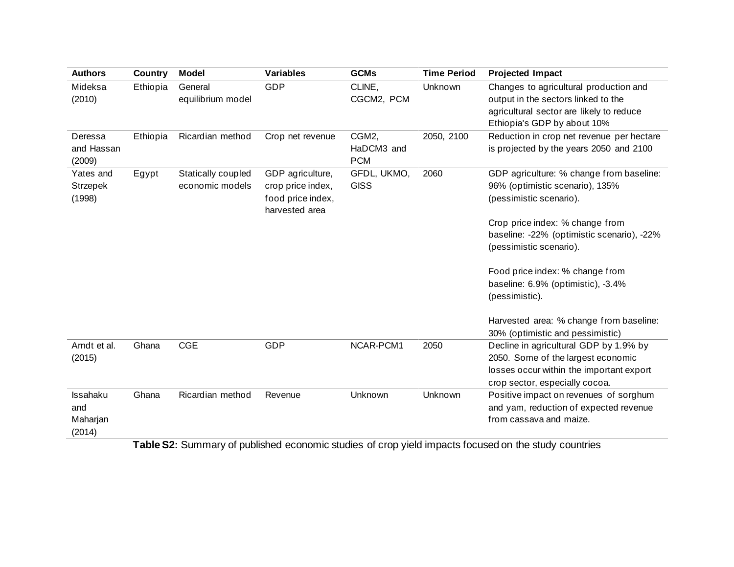| Authors | Country | Model | Variables | GCMs | Time Period | Projected Impact |
|---|---|---|---|---|---|---|
| Mideksa (2010) | Ethiopia | General equilibrium model | GDP | CLINE, CGCM2, PCM | Unknown | Changes to agricultural production and output in the sectors linked to the agricultural sector are likely to reduce Ethiopia's GDP by about 10% |
| Deressa and Hassan (2009) | Ethiopia | Ricardian method | Crop net revenue | CGM2, HaDCM3 and PCM | 2050, 2100 | Reduction in crop net revenue per hectare is projected by the years 2050 and 2100 |
| Yates and Strzepek (1998) | Egypt | Statically coupled economic models | GDP agriculture, crop price index, food price index, harvested area | GFDL, UKMO, GISS | 2060 | GDP agriculture: % change from baseline: 96% (optimistic scenario), 135% (pessimistic scenario).<br><br>Crop price index: % change from baseline: -22% (optimistic scenario), -22% (pessimistic scenario).<br><br>Food price index: % change from baseline: 6.9% (optimistic), -3.4% (pessimistic).<br><br>Harvested area: % change from baseline: 30% (optimistic and pessimistic) |
| Arndt et al. (2015) | Ghana | CGE | GDP | NCAR-PCM1 | 2050 | Decline in agricultural GDP by 1.9% by 2050. Some of the largest economic losses occur within the important export crop sector, especially cocoa. |
| Issahaku and Maharjan (2014) | Ghana | Ricardian method | Revenue | Unknown | Unknown | Positive impact on revenues of sorghum and yam, reduction of expected revenue from cassava and maize. |

**Table S2:** Summary of published economic studies of crop yield impacts focused on the study countries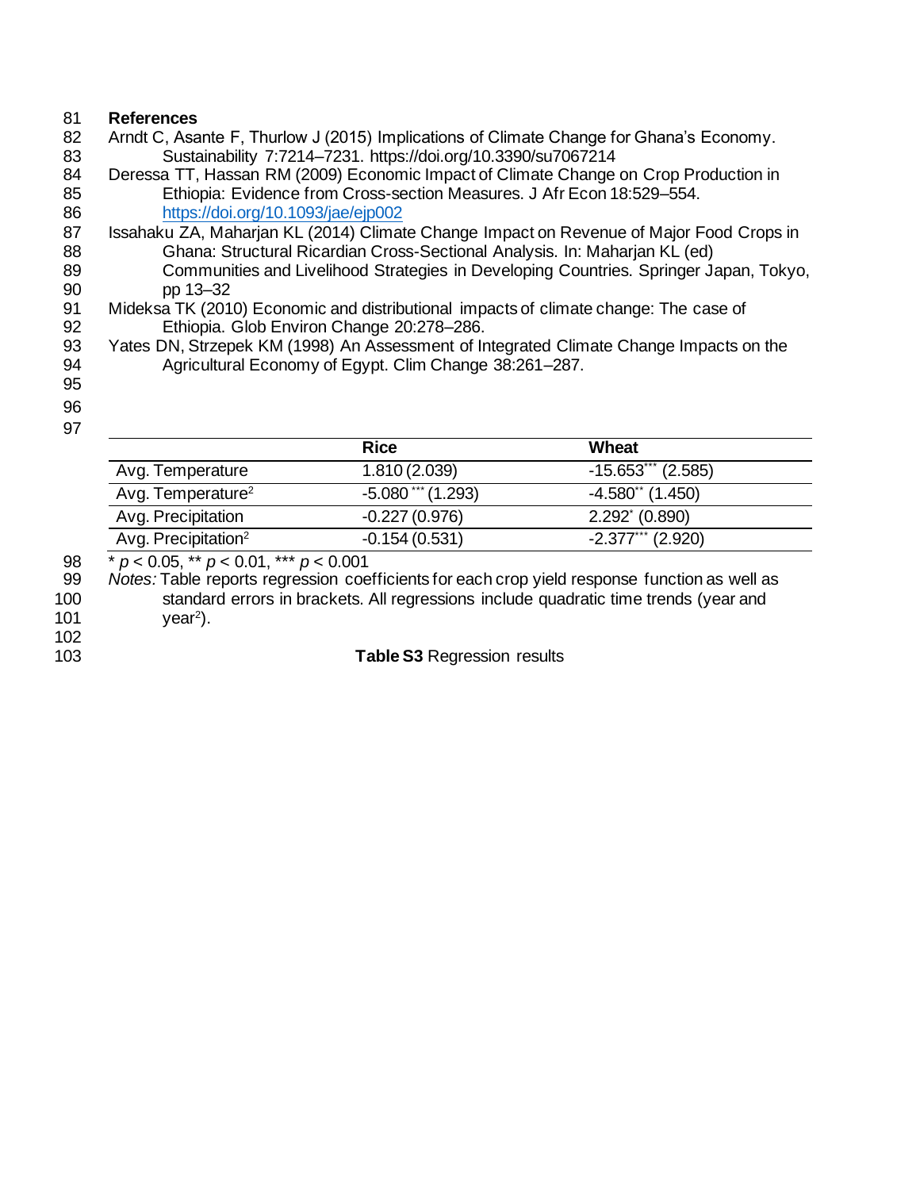**References**

Arndt C, Asante F, Thurlow J (2015) Implications of Climate Change for Ghana's Economy. Sustainability 7:7214–7231. https://doi.org/10.3390/su7067214

Deressa TT, Hassan RM (2009) Economic Impact of Climate Change on Crop Production in Ethiopia: Evidence from Cross-section Measures. J Afr Econ 18:529–554. https://doi.org/10.1093/jae/ejp002

Issahaku ZA, Maharjan KL (2014) Climate Change Impact on Revenue of Major Food Crops in Ghana: Structural Ricardian Cross-Sectional Analysis. In: Maharjan KL (ed) Communities and Livelihood Strategies in Developing Countries. Springer Japan, Tokyo, pp 13–32

Mideksa TK (2010) Economic and distributional impacts of climate change: The case of Ethiopia. Glob Environ Change 20:278–286.

Yates DN, Strzepek KM (1998) An Assessment of Integrated Climate Change Impacts on the Agricultural Economy of Egypt. Clim Change 38:261–287.

| | **Rice** | **Wheat** |
|---|---|---|
| Avg. Temperature | 1.810 (2.039) | -15.653*** (2.585) |
| Avg. Temperature$^2$ | -5.080*** (1.293) | -4.580** (1.450) |
| Avg. Precipitation | -0.227 (0.976) | 2.292* (0.890) |
| Avg. Precipitation$^2$ | -0.154 (0.531) | -2.377*** (2.920) |

* $p < 0.05$, ** $p < 0.01$, *** $p < 0.001$

*Notes:* Table reports regression coefficients for each crop yield response function as well as standard errors in brackets. All regressions include quadratic time trends (year and year$^2$).

**Table S3** Regression results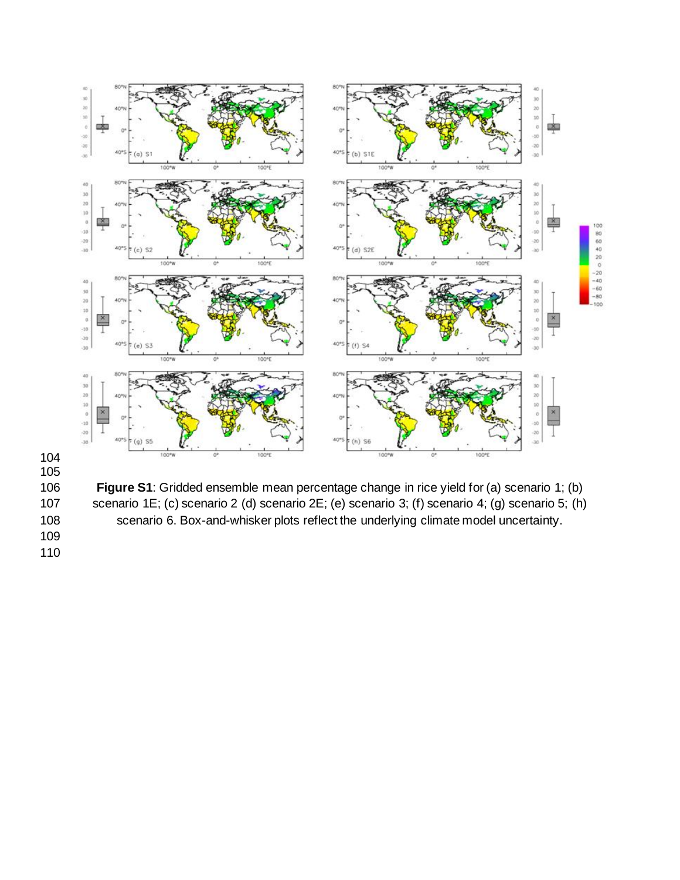**Figure S1**: Gridded ensemble mean percentage change in rice yield for (a) scenario 1; (b) scenario 1E; (c) scenario 2 (d) scenario 2E; (e) scenario 3; (f) scenario 4; (g) scenario 5; (h) scenario 6. Box-and-whisker plots reflect the underlying climate model uncertainty.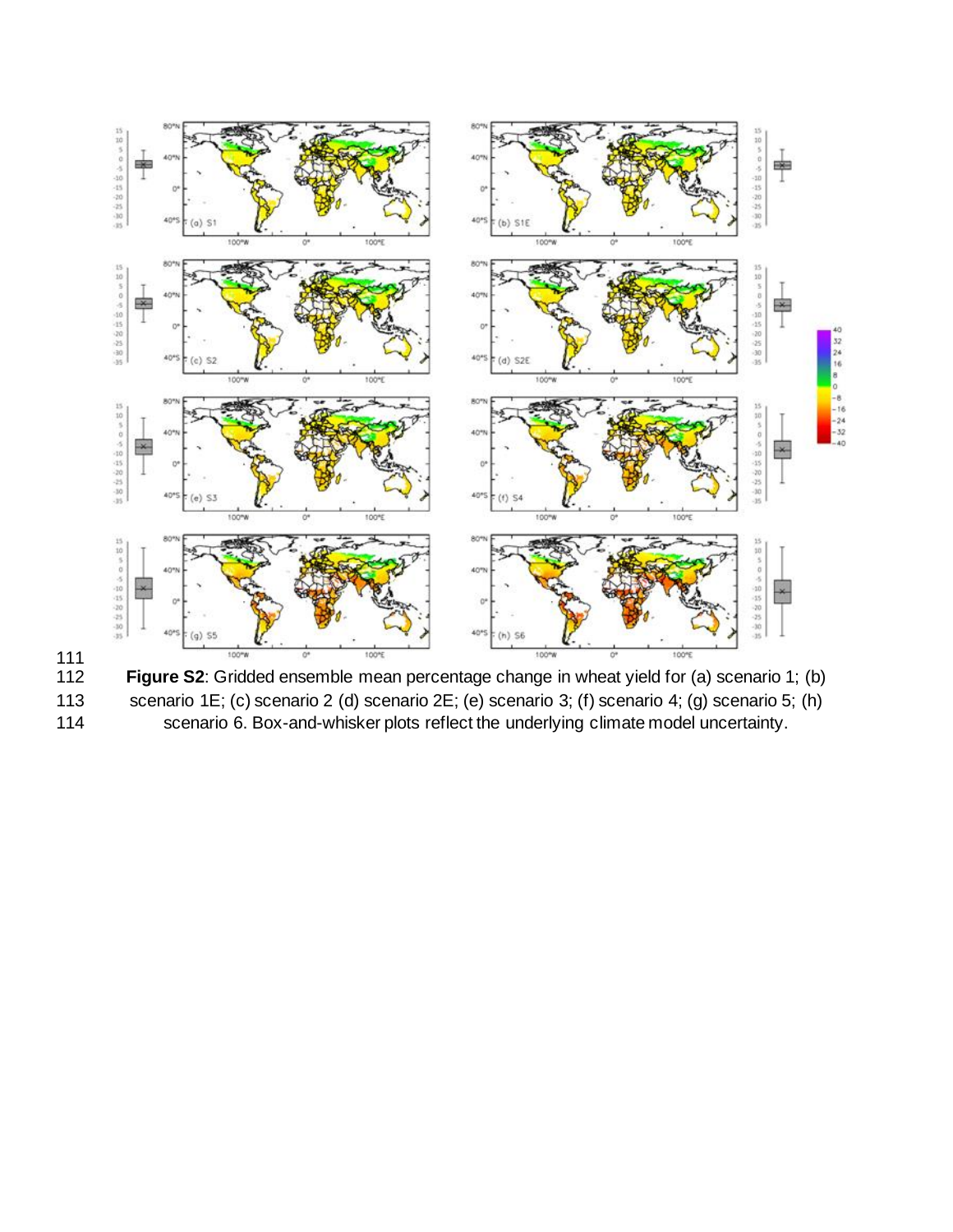**Figure S2**: Gridded ensemble mean percentage change in wheat yield for (a) scenario 1; (b) scenario 1E; (c) scenario 2 (d) scenario 2E; (e) scenario 3; (f) scenario 4; (g) scenario 5; (h) scenario 6. Box-and-whisker plots reflect the underlying climate model uncertainty.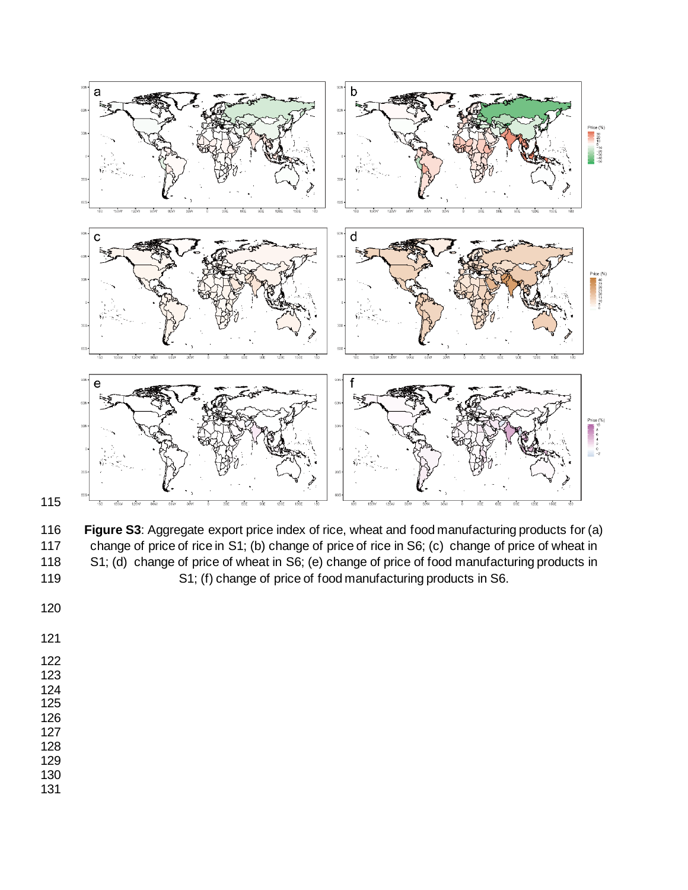**Figure S3**: Aggregate export price index of rice, wheat and food manufacturing products for (a) change of price of rice in S1; (b) change of price of rice in S6; (c) change of price of wheat in S1; (d) change of price of wheat in S6; (e) change of price of food manufacturing products in S1; (f) change of price of food manufacturing products in S6.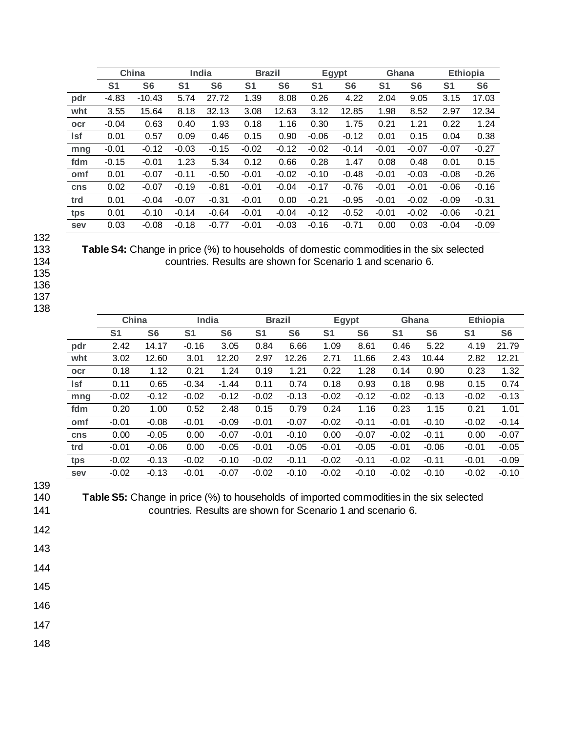| | China | | India | | Brazil | | Egypt | | Ghana | | Ethiopia | |
|---|---|---|---|---|---|---|---|---|---|---|---|---|
| | **S1** | **S6** | **S1** | **S6** | **S1** | **S6** | **S1** | **S6** | **S1** | **S6** | **S1** | **S6** |
| **pdr** | -4.83 | -10.43 | 5.74 | 27.72 | 1.39 | 8.08 | 0.26 | 4.22 | 2.04 | 9.05 | 3.15 | 17.03 |
| **wht** | 3.55 | 15.64 | 8.18 | 32.13 | 3.08 | 12.63 | 3.12 | 12.85 | 1.98 | 8.52 | 2.97 | 12.34 |
| **ocr** | -0.04 | 0.63 | 0.40 | 1.93 | 0.18 | 1.16 | 0.30 | 1.75 | 0.21 | 1.21 | 0.22 | 1.24 |
| **lsf** | 0.01 | 0.57 | 0.09 | 0.46 | 0.15 | 0.90 | -0.06 | -0.12 | 0.01 | 0.15 | 0.04 | 0.38 |
| **mng** | -0.01 | -0.12 | -0.03 | -0.15 | -0.02 | -0.12 | -0.02 | -0.14 | -0.01 | -0.07 | -0.07 | -0.27 |
| **fdm** | -0.15 | -0.01 | 1.23 | 5.34 | 0.12 | 0.66 | 0.28 | 1.47 | 0.08 | 0.48 | 0.01 | 0.15 |
| **omf** | 0.01 | -0.07 | -0.11 | -0.50 | -0.01 | -0.02 | -0.10 | -0.48 | -0.01 | -0.03 | -0.08 | -0.26 |
| **cns** | 0.02 | -0.07 | -0.19 | -0.81 | -0.01 | -0.04 | -0.17 | -0.76 | -0.01 | -0.01 | -0.06 | -0.16 |
| **trd** | 0.01 | -0.04 | -0.07 | -0.31 | -0.01 | 0.00 | -0.21 | -0.95 | -0.01 | -0.02 | -0.09 | -0.31 |
| **tps** | 0.01 | -0.10 | -0.14 | -0.64 | -0.01 | -0.04 | -0.12 | -0.52 | -0.01 | -0.02 | -0.06 | -0.21 |
| **sev** | 0.03 | -0.08 | -0.18 | -0.77 | -0.01 | -0.03 | -0.16 | -0.71 | 0.00 | 0.03 | -0.04 | -0.09 |

**Table S4:** Change in price (%) to households of domestic commodities in the six selected countries. Results are shown for Scenario 1 and scenario 6.

| | China | | India | | Brazil | | Egypt | | Ghana | | Ethiopia | |
|---|---|---|---|---|---|---|---|---|---|---|---|---|
| | **S1** | **S6** | **S1** | **S6** | **S1** | **S6** | **S1** | **S6** | **S1** | **S6** | **S1** | **S6** |
| **pdr** | 2.42 | 14.17 | -0.16 | 3.05 | 0.84 | 6.66 | 1.09 | 8.61 | 0.46 | 5.22 | 4.19 | 21.79 |
| **wht** | 3.02 | 12.60 | 3.01 | 12.20 | 2.97 | 12.26 | 2.71 | 11.66 | 2.43 | 10.44 | 2.82 | 12.21 |
| **ocr** | 0.18 | 1.12 | 0.21 | 1.24 | 0.19 | 1.21 | 0.22 | 1.28 | 0.14 | 0.90 | 0.23 | 1.32 |
| **lsf** | 0.11 | 0.65 | -0.34 | -1.44 | 0.11 | 0.74 | 0.18 | 0.93 | 0.18 | 0.98 | 0.15 | 0.74 |
| **mng** | -0.02 | -0.12 | -0.02 | -0.12 | -0.02 | -0.13 | -0.02 | -0.12 | -0.02 | -0.13 | -0.02 | -0.13 |
| **fdm** | 0.20 | 1.00 | 0.52 | 2.48 | 0.15 | 0.79 | 0.24 | 1.16 | 0.23 | 1.15 | 0.21 | 1.01 |
| **omf** | -0.01 | -0.08 | -0.01 | -0.09 | -0.01 | -0.07 | -0.02 | -0.11 | -0.01 | -0.10 | -0.02 | -0.14 |
| **cns** | 0.00 | -0.05 | 0.00 | -0.07 | -0.01 | -0.10 | 0.00 | -0.07 | -0.02 | -0.11 | 0.00 | -0.07 |
| **trd** | -0.01 | -0.06 | 0.00 | -0.05 | -0.01 | -0.05 | -0.01 | -0.05 | -0.01 | -0.06 | -0.01 | -0.05 |
| **tps** | -0.02 | -0.13 | -0.02 | -0.10 | -0.02 | -0.11 | -0.02 | -0.11 | -0.02 | -0.11 | -0.01 | -0.09 |
| **sev** | -0.02 | -0.13 | -0.01 | -0.07 | -0.02 | -0.10 | -0.02 | -0.10 | -0.02 | -0.10 | -0.02 | -0.10 |

**Table S5:** Change in price (%) to households of imported commodities in the six selected countries. Results are shown for Scenario 1 and scenario 6.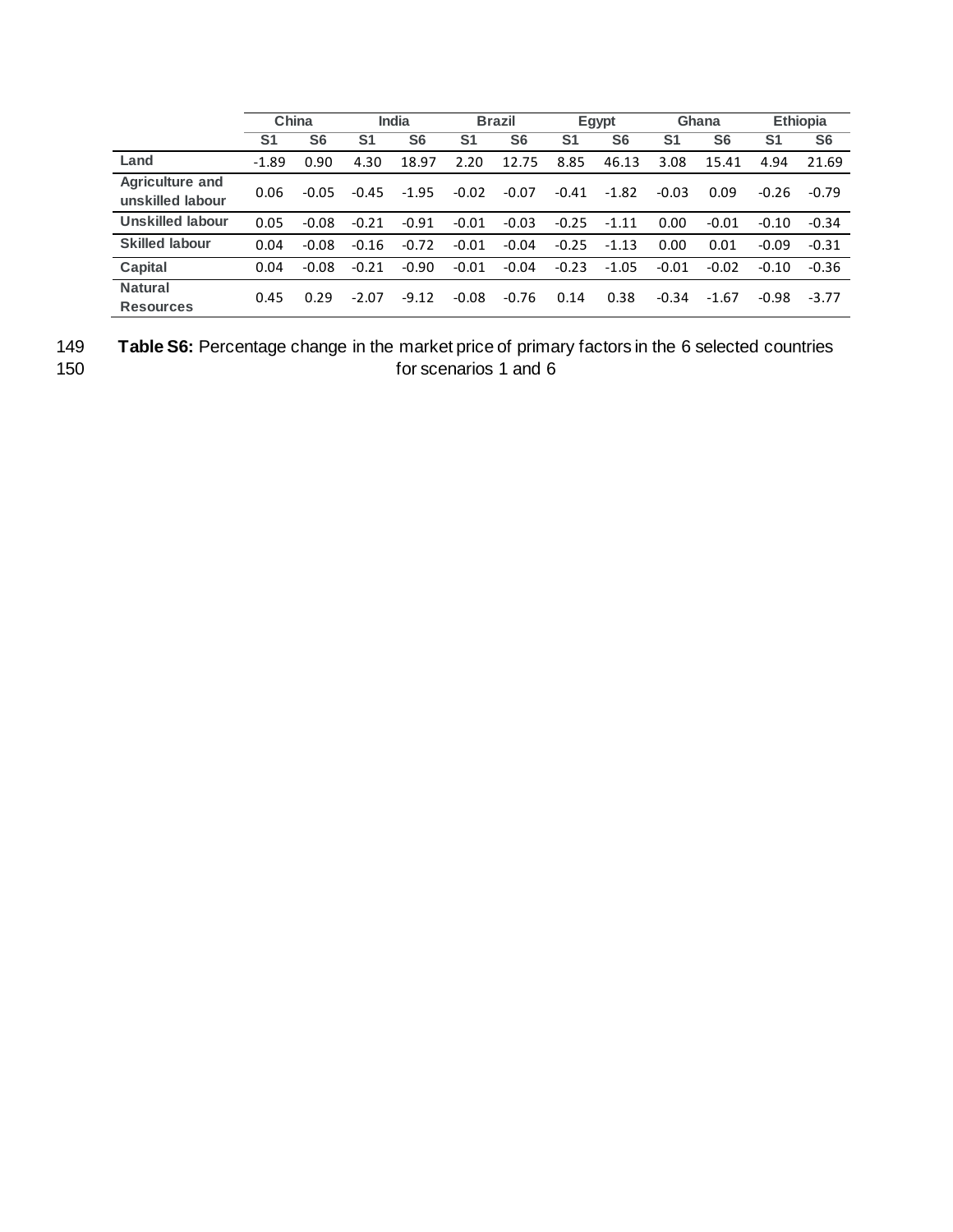| | China | | India | | Brazil | | Egypt | | Ghana | | Ethiopia | |
|---|---|---|---|---|---|---|---|---|---|---|---|---|
| | S1 | S6 | S1 | S6 | S1 | S6 | S1 | S6 | S1 | S6 | S1 | S6 |
| **Land** | -1.89 | 0.90 | 4.30 | 18.97 | 2.20 | 12.75 | 8.85 | 46.13 | 3.08 | 15.41 | 4.94 | 21.69 |
| **Agriculture and unskilled labour** | 0.06 | -0.05 | -0.45 | -1.95 | -0.02 | -0.07 | -0.41 | -1.82 | -0.03 | 0.09 | -0.26 | -0.79 |
| **Unskilled labour** | 0.05 | -0.08 | -0.21 | -0.91 | -0.01 | -0.03 | -0.25 | -1.11 | 0.00 | -0.01 | -0.10 | -0.34 |
| **Skilled labour** | 0.04 | -0.08 | -0.16 | -0.72 | -0.01 | -0.04 | -0.25 | -1.13 | 0.00 | 0.01 | -0.09 | -0.31 |
| **Capital** | 0.04 | -0.08 | -0.21 | -0.90 | -0.01 | -0.04 | -0.23 | -1.05 | -0.01 | -0.02 | -0.10 | -0.36 |
| **Natural Resources** | 0.45 | 0.29 | -2.07 | -9.12 | -0.08 | -0.76 | 0.14 | 0.38 | -0.34 | -1.67 | -0.98 | -3.77 |

**Table S6:** Percentage change in the market price of primary factors in the 6 selected countries for scenarios 1 and 6